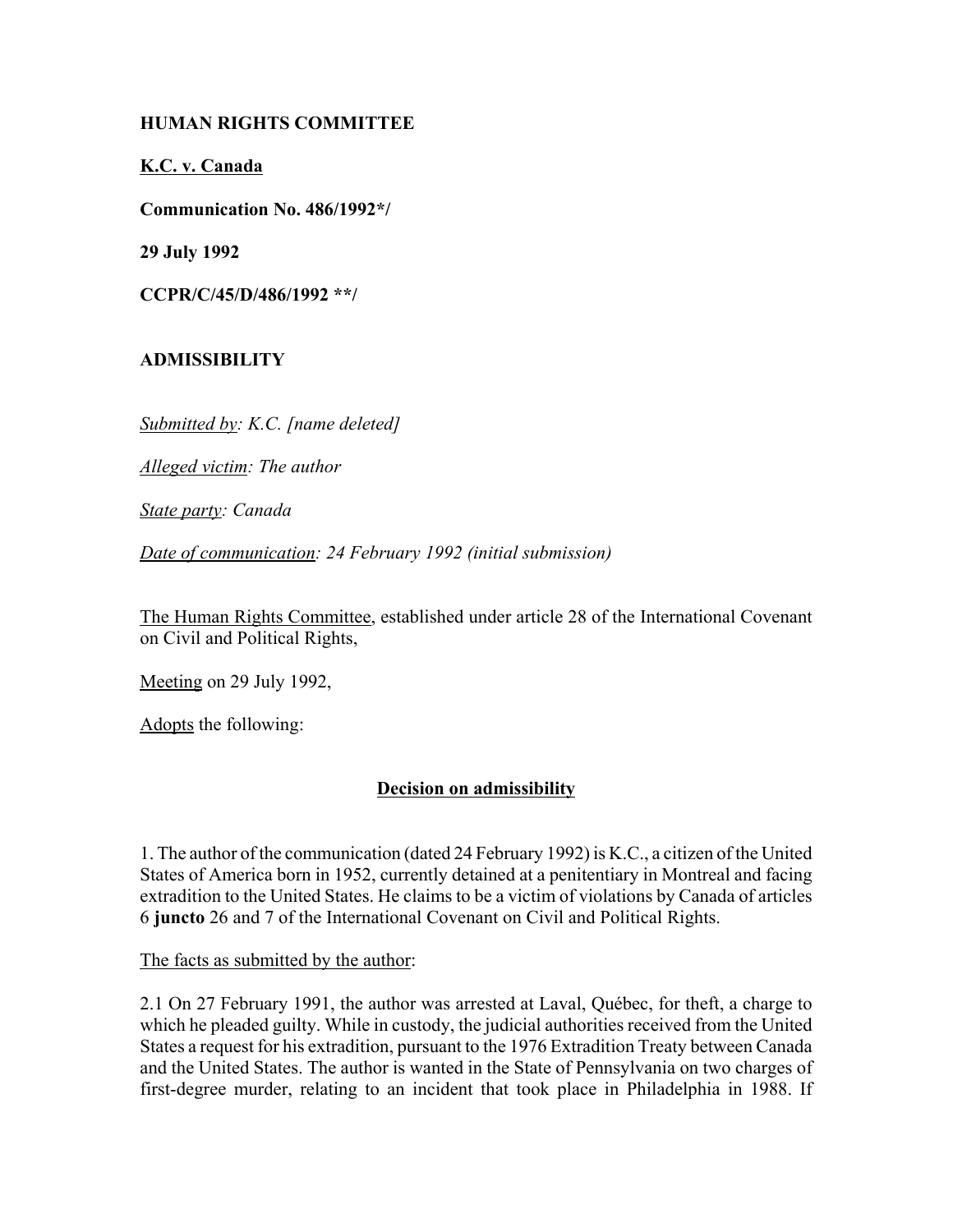**HUMAN RIGHTS COMMITTEE**

**K.C. v. Canada**

**Communication No. 486/1992*/**

**29 July 1992**

**CCPR/C/45/D/486/1992 **/**

**ADMISSIBILITY**

*Submitted by: K.C. [name deleted]*

*Alleged victim: The author*

*State party: Canada*

*Date of communication: 24 February 1992 (initial submission)*

The Human Rights Committee, established under article 28 of the International Covenant on Civil and Political Rights,

Meeting on 29 July 1992,

Adopts the following:

## Decision on admissibility

1. The author of the communication (dated 24 February 1992) is K.C., a citizen of the United States of America born in 1952, currently detained at a penitentiary in Montreal and facing extradition to the United States. He claims to be a victim of violations by Canada of articles 6 **juncto** 26 and 7 of the International Covenant on Civil and Political Rights.

The facts as submitted by the author:

2.1 On 27 February 1991, the author was arrested at Laval, Québec, for theft, a charge to which he pleaded guilty. While in custody, the judicial authorities received from the United States a request for his extradition, pursuant to the 1976 Extradition Treaty between Canada and the United States. The author is wanted in the State of Pennsylvania on two charges of first-degree murder, relating to an incident that took place in Philadelphia in 1988. If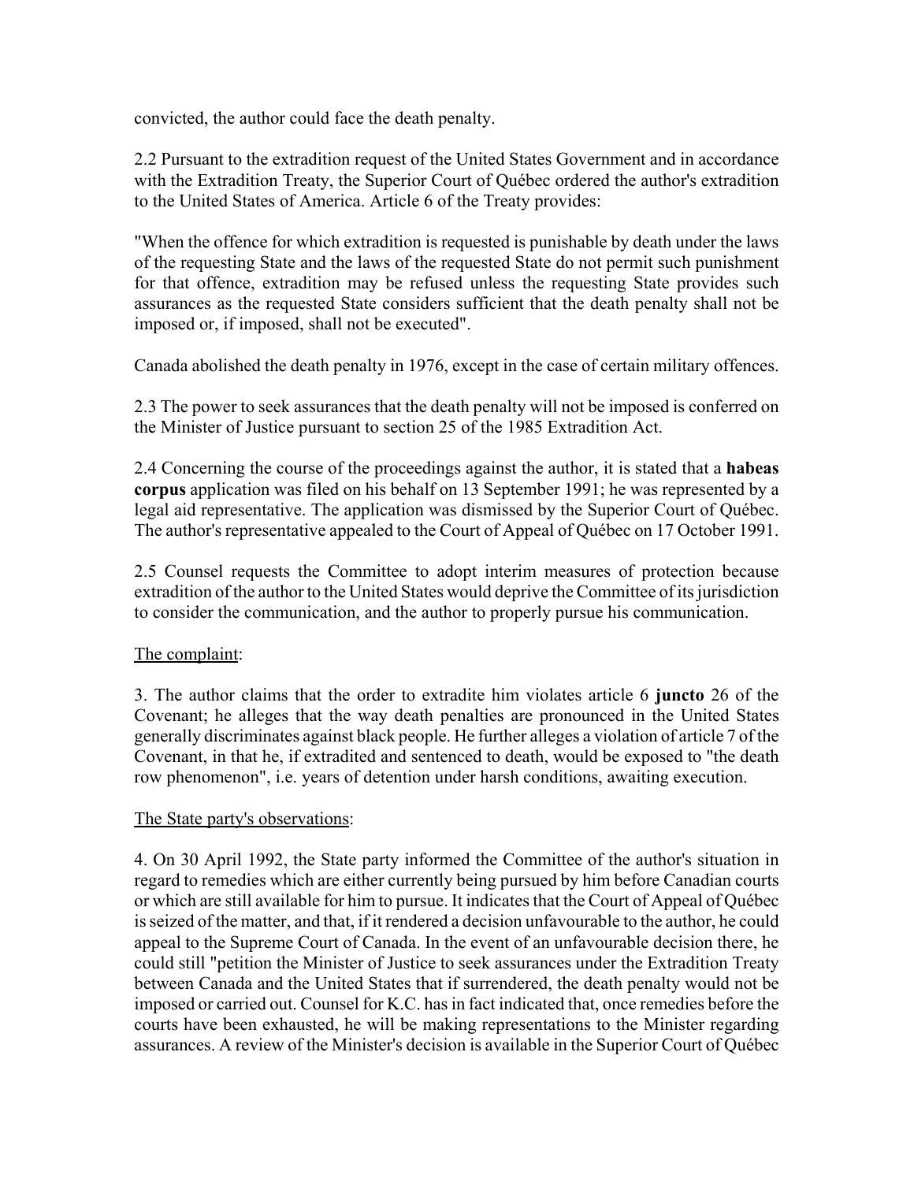convicted, the author could face the death penalty.

2.2 Pursuant to the extradition request of the United States Government and in accordance with the Extradition Treaty, the Superior Court of Québec ordered the author's extradition to the United States of America. Article 6 of the Treaty provides:

"When the offence for which extradition is requested is punishable by death under the laws of the requesting State and the laws of the requested State do not permit such punishment for that offence, extradition may be refused unless the requesting State provides such assurances as the requested State considers sufficient that the death penalty shall not be imposed or, if imposed, shall not be executed".

Canada abolished the death penalty in 1976, except in the case of certain military offences.

2.3 The power to seek assurances that the death penalty will not be imposed is conferred on the Minister of Justice pursuant to section 25 of the 1985 Extradition Act.

2.4 Concerning the course of the proceedings against the author, it is stated that a **habeas corpus** application was filed on his behalf on 13 September 1991; he was represented by a legal aid representative. The application was dismissed by the Superior Court of Québec. The author's representative appealed to the Court of Appeal of Québec on 17 October 1991.

2.5 Counsel requests the Committee to adopt interim measures of protection because extradition of the author to the United States would deprive the Committee of its jurisdiction to consider the communication, and the author to properly pursue his communication.

<u>The complaint</u>:

3. The author claims that the order to extradite him violates article 6 **juncto** 26 of the Covenant; he alleges that the way death penalties are pronounced in the United States generally discriminates against black people. He further alleges a violation of article 7 of the Covenant, in that he, if extradited and sentenced to death, would be exposed to "the death row phenomenon", i.e. years of detention under harsh conditions, awaiting execution.

<u>The State party's observations</u>:

4. On 30 April 1992, the State party informed the Committee of the author's situation in regard to remedies which are either currently being pursued by him before Canadian courts or which are still available for him to pursue. It indicates that the Court of Appeal of Québec is seized of the matter, and that, if it rendered a decision unfavourable to the author, he could appeal to the Supreme Court of Canada. In the event of an unfavourable decision there, he could still "petition the Minister of Justice to seek assurances under the Extradition Treaty between Canada and the United States that if surrendered, the death penalty would not be imposed or carried out. Counsel for K.C. has in fact indicated that, once remedies before the courts have been exhausted, he will be making representations to the Minister regarding assurances. A review of the Minister's decision is available in the Superior Court of Québec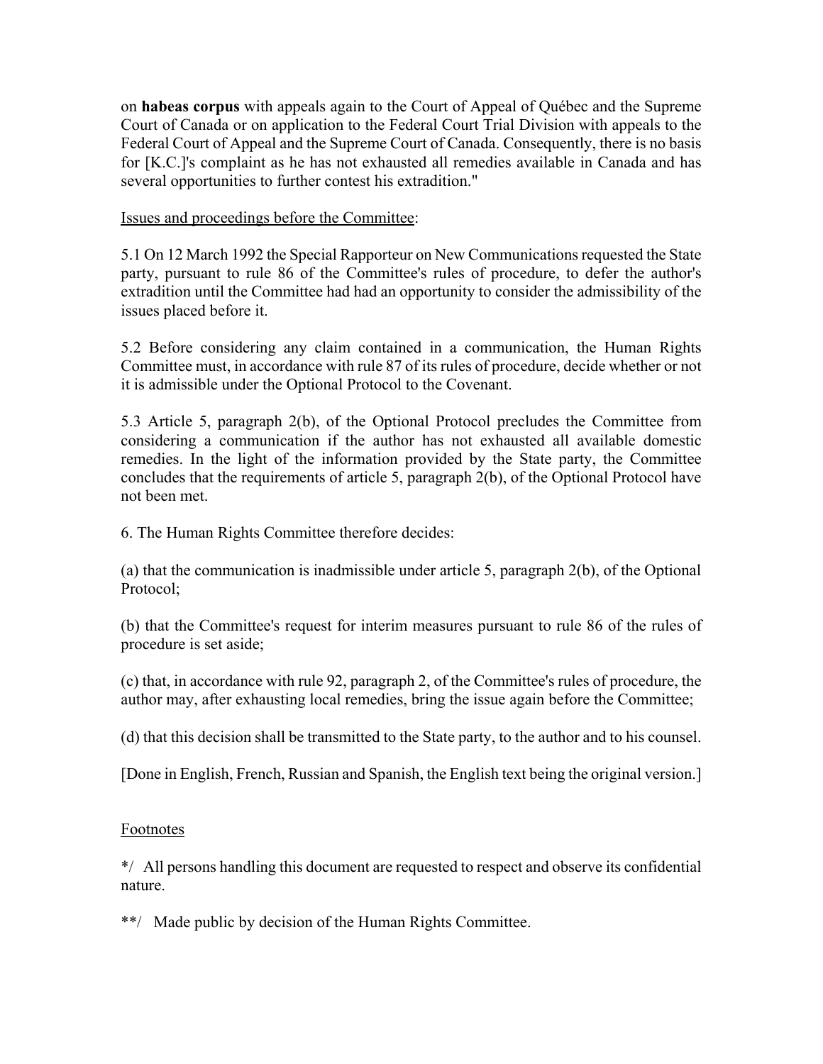on **habeas corpus** with appeals again to the Court of Appeal of Québec and the Supreme Court of Canada or on application to the Federal Court Trial Division with appeals to the Federal Court of Appeal and the Supreme Court of Canada. Consequently, there is no basis for [K.C.]'s complaint as he has not exhausted all remedies available in Canada and has several opportunities to further contest his extradition."

Issues and proceedings before the Committee:

5.1 On 12 March 1992 the Special Rapporteur on New Communications requested the State party, pursuant to rule 86 of the Committee's rules of procedure, to defer the author's extradition until the Committee had had an opportunity to consider the admissibility of the issues placed before it.

5.2 Before considering any claim contained in a communication, the Human Rights Committee must, in accordance with rule 87 of its rules of procedure, decide whether or not it is admissible under the Optional Protocol to the Covenant.

5.3 Article 5, paragraph 2(b), of the Optional Protocol precludes the Committee from considering a communication if the author has not exhausted all available domestic remedies. In the light of the information provided by the State party, the Committee concludes that the requirements of article 5, paragraph 2(b), of the Optional Protocol have not been met.

6. The Human Rights Committee therefore decides:

(a) that the communication is inadmissible under article 5, paragraph 2(b), of the Optional Protocol;

(b) that the Committee's request for interim measures pursuant to rule 86 of the rules of procedure is set aside;

(c) that, in accordance with rule 92, paragraph 2, of the Committee's rules of procedure, the author may, after exhausting local remedies, bring the issue again before the Committee;

(d) that this decision shall be transmitted to the State party, to the author and to his counsel.

[Done in English, French, Russian and Spanish, the English text being the original version.]

Footnotes

*/ All persons handling this document are requested to respect and observe its confidential nature.

**/ Made public by decision of the Human Rights Committee.